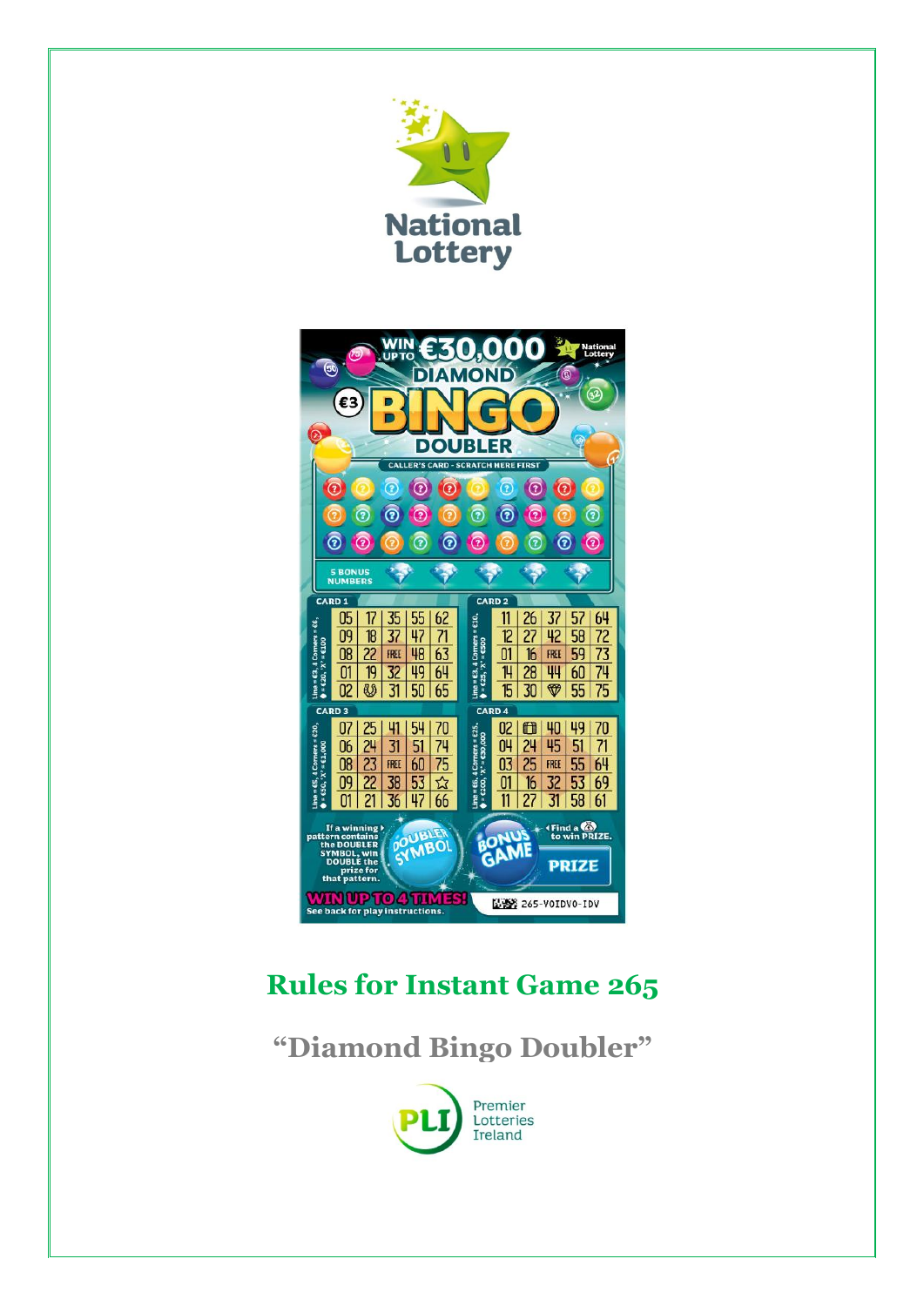# Rules for Instant Game 265

## "Diamond Bingo Doubler"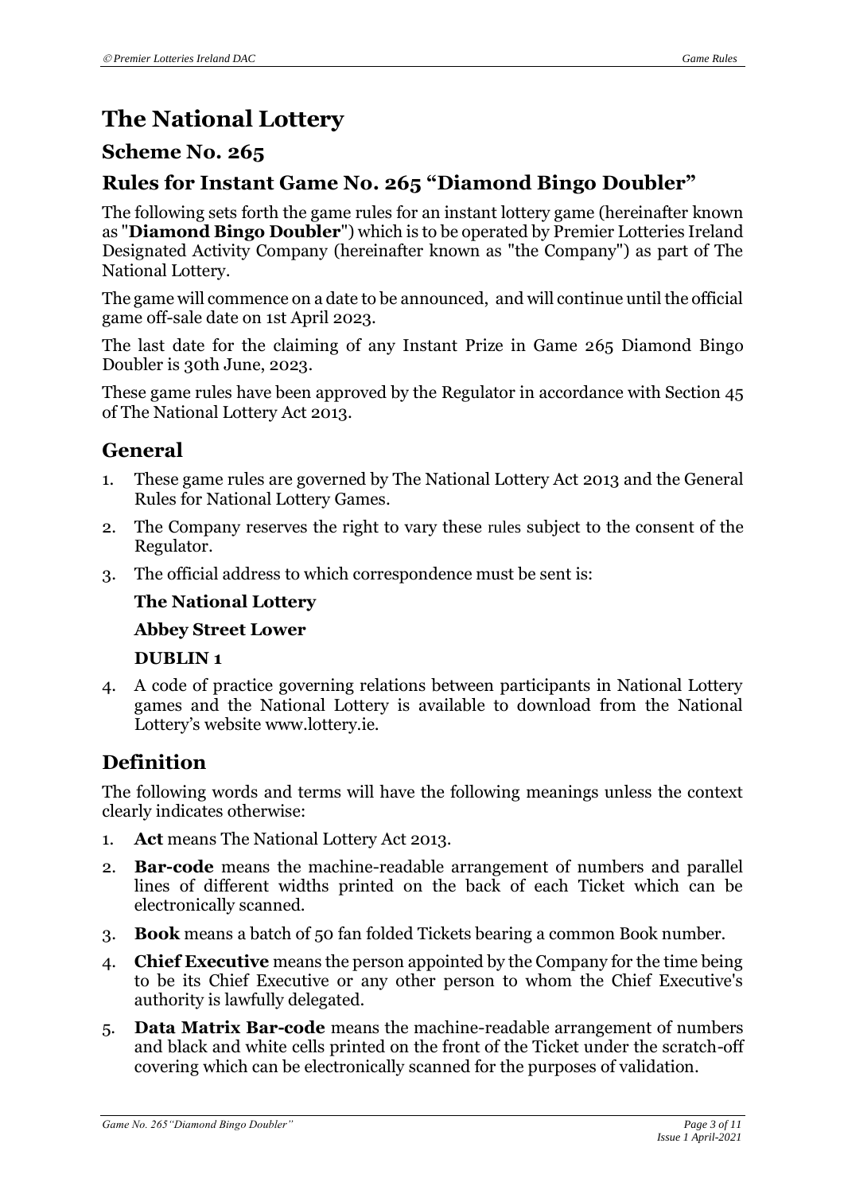# The National Lottery

## Scheme No. 265

## Rules for Instant Game No. 265 "Diamond Bingo Doubler"

The following sets forth the game rules for an instant lottery game (hereinafter known as "**Diamond Bingo Doubler**") which is to be operated by Premier Lotteries Ireland Designated Activity Company (hereinafter known as "the Company") as part of The National Lottery.

The game will commence on a date to be announced, and will continue until the official game off-sale date on 1st April 2023.

The last date for the claiming of any Instant Prize in Game 265 Diamond Bingo Doubler is 30th June, 2023.

These game rules have been approved by the Regulator in accordance with Section 45 of The National Lottery Act 2013.

## General

1. These game rules are governed by The National Lottery Act 2013 and the General Rules for National Lottery Games.
2. The Company reserves the right to vary these rules subject to the consent of the Regulator.
3. The official address to which correspondence must be sent is:

   **The National Lottery**

   **Abbey Street Lower**

   **DUBLIN 1**
4. A code of practice governing relations between participants in National Lottery games and the National Lottery is available to download from the National Lottery's website www.lottery.ie.

## Definition

The following words and terms will have the following meanings unless the context clearly indicates otherwise:

1. **Act** means The National Lottery Act 2013.
2. **Bar-code** means the machine-readable arrangement of numbers and parallel lines of different widths printed on the back of each Ticket which can be electronically scanned.
3. **Book** means a batch of 50 fan folded Tickets bearing a common Book number.
4. **Chief Executive** means the person appointed by the Company for the time being to be its Chief Executive or any other person to whom the Chief Executive's authority is lawfully delegated.
5. **Data Matrix Bar-code** means the machine-readable arrangement of numbers and black and white cells printed on the front of the Ticket under the scratch-off covering which can be electronically scanned for the purposes of validation.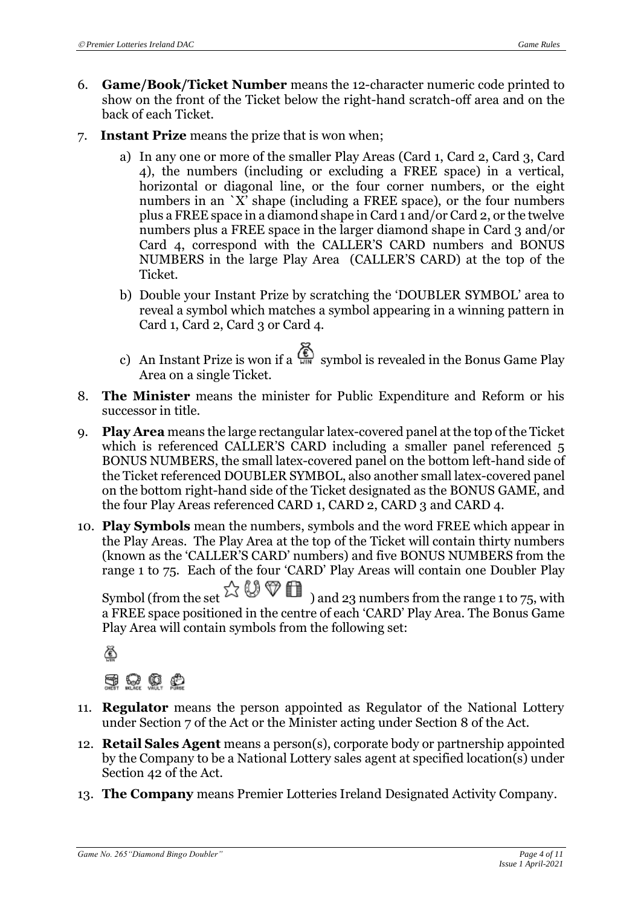6. **Game/Book/Ticket Number** means the 12-character numeric code printed to show on the front of the Ticket below the right-hand scratch-off area and on the back of each Ticket.
7. **Instant Prize** means the prize that is won when;
   a) In any one or more of the smaller Play Areas (Card 1, Card 2, Card 3, Card 4), the numbers (including or excluding a FREE space) in a vertical, horizontal or diagonal line, or the four corner numbers, or the eight numbers in an `X' shape (including a FREE space), or the four numbers plus a FREE space in a diamond shape in Card 1 and/or Card 2, or the twelve numbers plus a FREE space in the larger diamond shape in Card 3 and/or Card 4, correspond with the CALLER'S CARD numbers and BONUS NUMBERS in the large Play Area (CALLER'S CARD) at the top of the Ticket.
   b) Double your Instant Prize by scratching the 'DOUBLER SYMBOL' area to reveal a symbol which matches a symbol appearing in a winning pattern in Card 1, Card 2, Card 3 or Card 4.
   c) An Instant Prize is won if a WIN symbol is revealed in the Bonus Game Play Area on a single Ticket.
8. **The Minister** means the minister for Public Expenditure and Reform or his successor in title.
9. **Play Area** means the large rectangular latex-covered panel at the top of the Ticket which is referenced CALLER'S CARD including a smaller panel referenced 5 BONUS NUMBERS, the small latex-covered panel on the bottom left-hand side of the Ticket referenced DOUBLER SYMBOL, also another small latex-covered panel on the bottom right-hand side of the Ticket designated as the BONUS GAME, and the four Play Areas referenced CARD 1, CARD 2, CARD 3 and CARD 4.
10. **Play Symbols** mean the numbers, symbols and the word FREE which appear in the Play Areas. The Play Area at the top of the Ticket will contain thirty numbers (known as the 'CALLER'S CARD' numbers) and five BONUS NUMBERS from the range 1 to 75. Each of the four 'CARD' Play Areas will contain one Doubler Play Symbol (from the set ☆ horseshoe, diamond, gift) and 23 numbers from the range 1 to 75, with a FREE space positioned in the centre of each 'CARD' Play Area. The Bonus Game Play Area will contain symbols from the following set:

    WIN

    CHEST NKLACE VAULT PURSE
11. **Regulator** means the person appointed as Regulator of the National Lottery under Section 7 of the Act or the Minister acting under Section 8 of the Act.
12. **Retail Sales Agent** means a person(s), corporate body or partnership appointed by the Company to be a National Lottery sales agent at specified location(s) under Section 42 of the Act.
13. **The Company** means Premier Lotteries Ireland Designated Activity Company.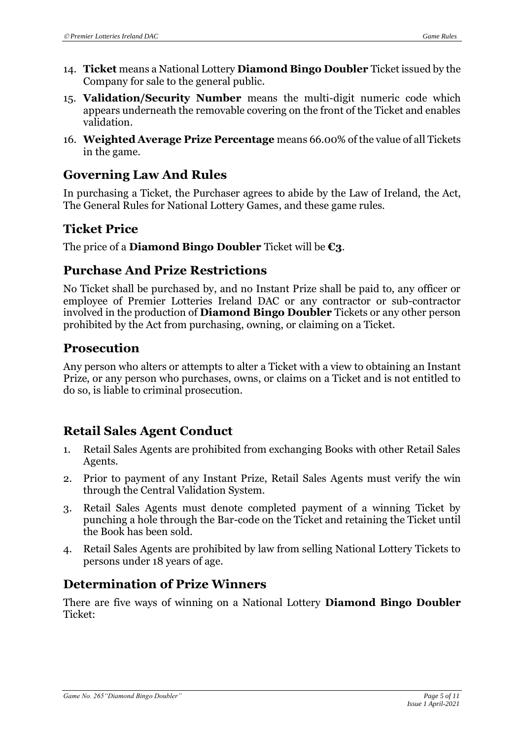14. **Ticket** means a National Lottery **Diamond Bingo Doubler** Ticket issued by the Company for sale to the general public.
15. **Validation/Security Number** means the multi-digit numeric code which appears underneath the removable covering on the front of the Ticket and enables validation.
16. **Weighted Average Prize Percentage** means 66.00% of the value of all Tickets in the game.

## Governing Law And Rules

In purchasing a Ticket, the Purchaser agrees to abide by the Law of Ireland, the Act, The General Rules for National Lottery Games, and these game rules.

## Ticket Price

The price of a **Diamond Bingo Doubler** Ticket will be **€3**.

## Purchase And Prize Restrictions

No Ticket shall be purchased by, and no Instant Prize shall be paid to, any officer or employee of Premier Lotteries Ireland DAC or any contractor or sub-contractor involved in the production of **Diamond Bingo Doubler** Tickets or any other person prohibited by the Act from purchasing, owning, or claiming on a Ticket.

## Prosecution

Any person who alters or attempts to alter a Ticket with a view to obtaining an Instant Prize, or any person who purchases, owns, or claims on a Ticket and is not entitled to do so, is liable to criminal prosecution.

## Retail Sales Agent Conduct

1. Retail Sales Agents are prohibited from exchanging Books with other Retail Sales Agents.
2. Prior to payment of any Instant Prize, Retail Sales Agents must verify the win through the Central Validation System.
3. Retail Sales Agents must denote completed payment of a winning Ticket by punching a hole through the Bar-code on the Ticket and retaining the Ticket until the Book has been sold.
4. Retail Sales Agents are prohibited by law from selling National Lottery Tickets to persons under 18 years of age.

## Determination of Prize Winners

There are five ways of winning on a National Lottery **Diamond Bingo Doubler** Ticket: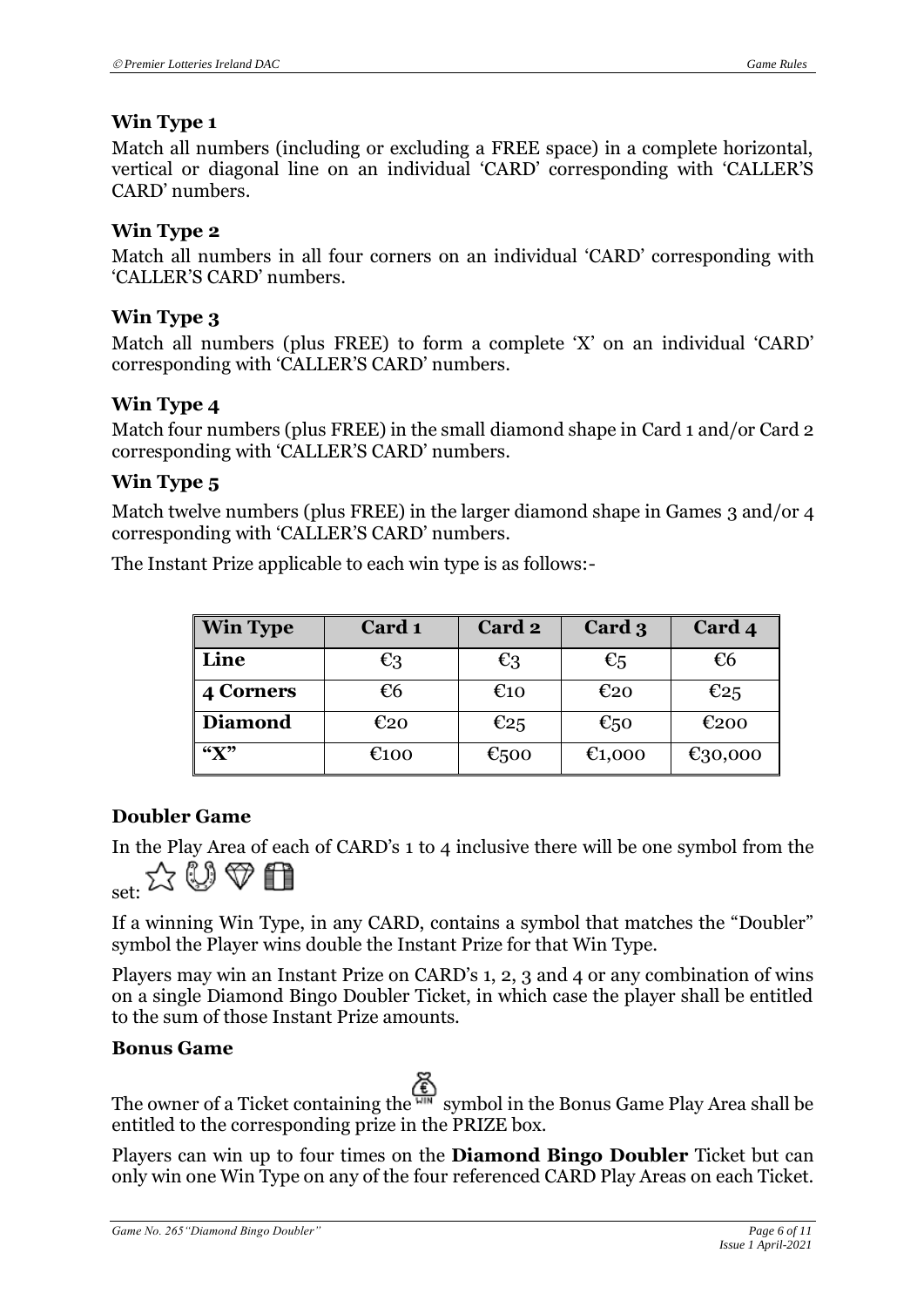### Win Type 1

Match all numbers (including or excluding a FREE space) in a complete horizontal, vertical or diagonal line on an individual 'CARD' corresponding with 'CALLER'S CARD' numbers.

### Win Type 2

Match all numbers in all four corners on an individual 'CARD' corresponding with 'CALLER'S CARD' numbers.

### Win Type 3

Match all numbers (plus FREE) to form a complete 'X' on an individual 'CARD' corresponding with 'CALLER'S CARD' numbers.

### Win Type 4

Match four numbers (plus FREE) in the small diamond shape in Card 1 and/or Card 2 corresponding with 'CALLER'S CARD' numbers.

### Win Type 5

Match twelve numbers (plus FREE) in the larger diamond shape in Games 3 and/or 4 corresponding with 'CALLER'S CARD' numbers.

The Instant Prize applicable to each win type is as follows:-

| Win Type | Card 1 | Card 2 | Card 3 | Card 4 |
|---|---|---|---|---|
| Line | €3 | €3 | €5 | €6 |
| 4 Corners | €6 | €10 | €20 | €25 |
| Diamond | €20 | €25 | €50 | €200 |
| "X" | €100 | €500 | €1,000 | €30,000 |

### Doubler Game

In the Play Area of each of CARD's 1 to 4 inclusive there will be one symbol from the set: ☆ (horseshoe) (diamond) (gift)

If a winning Win Type, in any CARD, contains a symbol that matches the "Doubler" symbol the Player wins double the Instant Prize for that Win Type.

Players may win an Instant Prize on CARD's 1, 2, 3 and 4 or any combination of wins on a single Diamond Bingo Doubler Ticket, in which case the player shall be entitled to the sum of those Instant Prize amounts.

### Bonus Game

The owner of a Ticket containing the (WIN money bag) symbol in the Bonus Game Play Area shall be entitled to the corresponding prize in the PRIZE box.

Players can win up to four times on the **Diamond Bingo Doubler** Ticket but can only win one Win Type on any of the four referenced CARD Play Areas on each Ticket.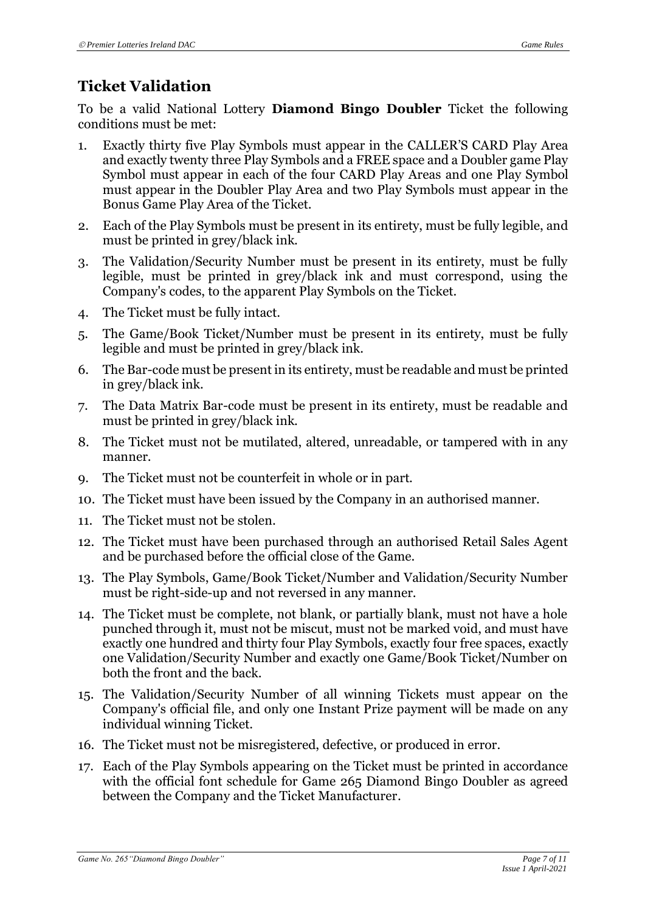## Ticket Validation

To be a valid National Lottery **Diamond Bingo Doubler** Ticket the following conditions must be met:

1. Exactly thirty five Play Symbols must appear in the CALLER'S CARD Play Area and exactly twenty three Play Symbols and a FREE space and a Doubler game Play Symbol must appear in each of the four CARD Play Areas and one Play Symbol must appear in the Doubler Play Area and two Play Symbols must appear in the Bonus Game Play Area of the Ticket.
2. Each of the Play Symbols must be present in its entirety, must be fully legible, and must be printed in grey/black ink.
3. The Validation/Security Number must be present in its entirety, must be fully legible, must be printed in grey/black ink and must correspond, using the Company's codes, to the apparent Play Symbols on the Ticket.
4. The Ticket must be fully intact.
5. The Game/Book Ticket/Number must be present in its entirety, must be fully legible and must be printed in grey/black ink.
6. The Bar-code must be present in its entirety, must be readable and must be printed in grey/black ink.
7. The Data Matrix Bar-code must be present in its entirety, must be readable and must be printed in grey/black ink.
8. The Ticket must not be mutilated, altered, unreadable, or tampered with in any manner.
9. The Ticket must not be counterfeit in whole or in part.
10. The Ticket must have been issued by the Company in an authorised manner.
11. The Ticket must not be stolen.
12. The Ticket must have been purchased through an authorised Retail Sales Agent and be purchased before the official close of the Game.
13. The Play Symbols, Game/Book Ticket/Number and Validation/Security Number must be right-side-up and not reversed in any manner.
14. The Ticket must be complete, not blank, or partially blank, must not have a hole punched through it, must not be miscut, must not be marked void, and must have exactly one hundred and thirty four Play Symbols, exactly four free spaces, exactly one Validation/Security Number and exactly one Game/Book Ticket/Number on both the front and the back.
15. The Validation/Security Number of all winning Tickets must appear on the Company's official file, and only one Instant Prize payment will be made on any individual winning Ticket.
16. The Ticket must not be misregistered, defective, or produced in error.
17. Each of the Play Symbols appearing on the Ticket must be printed in accordance with the official font schedule for Game 265 Diamond Bingo Doubler as agreed between the Company and the Ticket Manufacturer.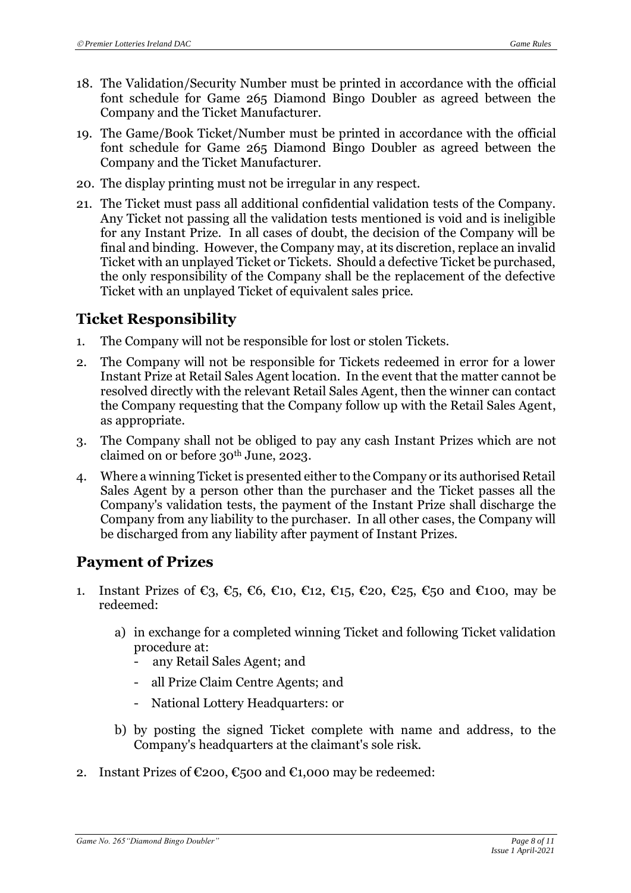18. The Validation/Security Number must be printed in accordance with the official font schedule for Game 265 Diamond Bingo Doubler as agreed between the Company and the Ticket Manufacturer.
19. The Game/Book Ticket/Number must be printed in accordance with the official font schedule for Game 265 Diamond Bingo Doubler as agreed between the Company and the Ticket Manufacturer.
20. The display printing must not be irregular in any respect.
21. The Ticket must pass all additional confidential validation tests of the Company. Any Ticket not passing all the validation tests mentioned is void and is ineligible for any Instant Prize. In all cases of doubt, the decision of the Company will be final and binding. However, the Company may, at its discretion, replace an invalid Ticket with an unplayed Ticket or Tickets. Should a defective Ticket be purchased, the only responsibility of the Company shall be the replacement of the defective Ticket with an unplayed Ticket of equivalent sales price.

## Ticket Responsibility

1. The Company will not be responsible for lost or stolen Tickets.
2. The Company will not be responsible for Tickets redeemed in error for a lower Instant Prize at Retail Sales Agent location. In the event that the matter cannot be resolved directly with the relevant Retail Sales Agent, then the winner can contact the Company requesting that the Company follow up with the Retail Sales Agent, as appropriate.
3. The Company shall not be obliged to pay any cash Instant Prizes which are not claimed on or before 30th June, 2023.
4. Where a winning Ticket is presented either to the Company or its authorised Retail Sales Agent by a person other than the purchaser and the Ticket passes all the Company's validation tests, the payment of the Instant Prize shall discharge the Company from any liability to the purchaser. In all other cases, the Company will be discharged from any liability after payment of Instant Prizes.

## Payment of Prizes

1. Instant Prizes of €3, €5, €6, €10, €12, €15, €20, €25, €50 and €100, may be redeemed:

   a) in exchange for a completed winning Ticket and following Ticket validation procedure at:
      - any Retail Sales Agent; and
      - all Prize Claim Centre Agents; and
      - National Lottery Headquarters: or

   b) by posting the signed Ticket complete with name and address, to the Company's headquarters at the claimant's sole risk.

2. Instant Prizes of €200, €500 and €1,000 may be redeemed: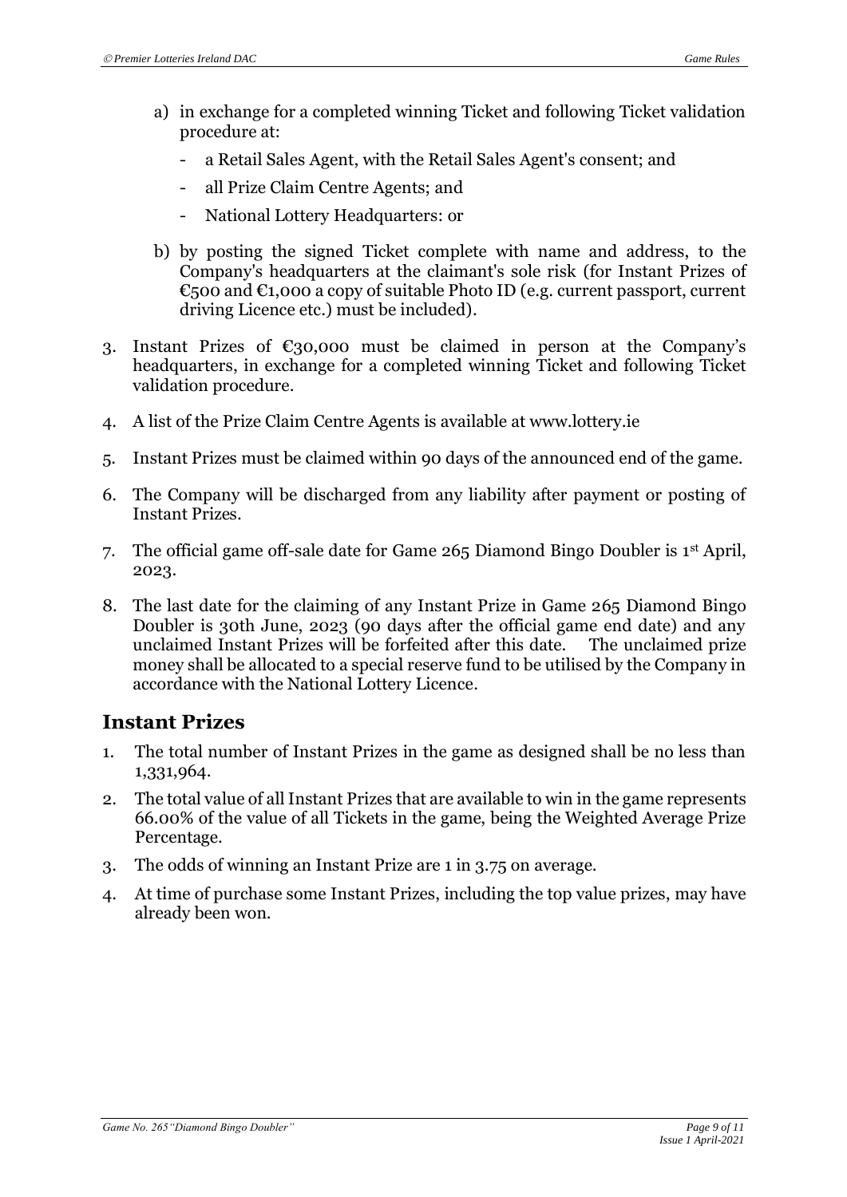a) in exchange for a completed winning Ticket and following Ticket validation procedure at:
   - a Retail Sales Agent, with the Retail Sales Agent's consent; and
   - all Prize Claim Centre Agents; and
   - National Lottery Headquarters: or

b) by posting the signed Ticket complete with name and address, to the Company's headquarters at the claimant's sole risk (for Instant Prizes of €500 and €1,000 a copy of suitable Photo ID (e.g. current passport, current driving Licence etc.) must be included).

3. Instant Prizes of €30,000 must be claimed in person at the Company's headquarters, in exchange for a completed winning Ticket and following Ticket validation procedure.
4. A list of the Prize Claim Centre Agents is available at www.lottery.ie
5. Instant Prizes must be claimed within 90 days of the announced end of the game.
6. The Company will be discharged from any liability after payment or posting of Instant Prizes.
7. The official game off-sale date for Game 265 Diamond Bingo Doubler is 1st April, 2023.
8. The last date for the claiming of any Instant Prize in Game 265 Diamond Bingo Doubler is 30th June, 2023 (90 days after the official game end date) and any unclaimed Instant Prizes will be forfeited after this date. The unclaimed prize money shall be allocated to a special reserve fund to be utilised by the Company in accordance with the National Lottery Licence.

## Instant Prizes

1. The total number of Instant Prizes in the game as designed shall be no less than 1,331,964.
2. The total value of all Instant Prizes that are available to win in the game represents 66.00% of the value of all Tickets in the game, being the Weighted Average Prize Percentage.
3. The odds of winning an Instant Prize are 1 in 3.75 on average.
4. At time of purchase some Instant Prizes, including the top value prizes, may have already been won.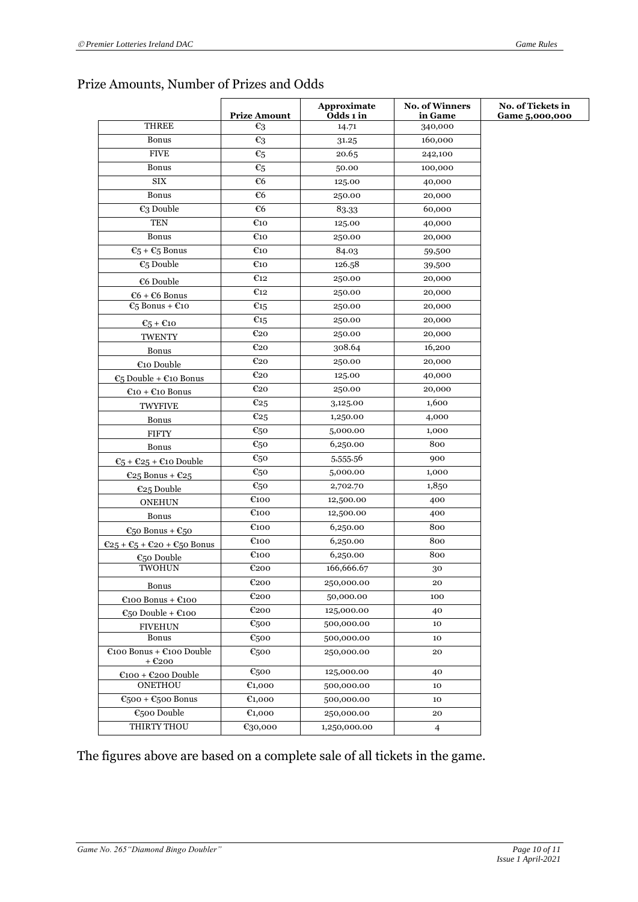## Prize Amounts, Number of Prizes and Odds

| | Prize Amount | Approximate Odds 1 in | No. of Winners in Game | No. of Tickets in Game 5,000,000 |
|---|---|---|---|---|
| THREE | €3 | 14.71 | 340,000 | |
| Bonus | €3 | 31.25 | 160,000 | |
| FIVE | €5 | 20.65 | 242,100 | |
| Bonus | €5 | 50.00 | 100,000 | |
| SIX | €6 | 125.00 | 40,000 | |
| Bonus | €6 | 250.00 | 20,000 | |
| €3 Double | €6 | 83.33 | 60,000 | |
| TEN | €10 | 125.00 | 40,000 | |
| Bonus | €10 | 250.00 | 20,000 | |
| €5 + €5 Bonus | €10 | 84.03 | 59,500 | |
| €5 Double | €10 | 126.58 | 39,500 | |
| €6 Double | €12 | 250.00 | 20,000 | |
| €6 + €6 Bonus | €12 | 250.00 | 20,000 | |
| €5 Bonus + €10 | €15 | 250.00 | 20,000 | |
| €5 + €10 | €15 | 250.00 | 20,000 | |
| TWENTY | €20 | 250.00 | 20,000 | |
| Bonus | €20 | 308.64 | 16,200 | |
| €10 Double | €20 | 250.00 | 20,000 | |
| €5 Double + €10 Bonus | €20 | 125.00 | 40,000 | |
| €10 + €10 Bonus | €20 | 250.00 | 20,000 | |
| TWYFIVE | €25 | 3,125.00 | 1,600 | |
| Bonus | €25 | 1,250.00 | 4,000 | |
| FIFTY | €50 | 5,000.00 | 1,000 | |
| Bonus | €50 | 6,250.00 | 800 | |
| €5 + €25 + €10 Double | €50 | 5,555.56 | 900 | |
| €25 Bonus + €25 | €50 | 5,000.00 | 1,000 | |
| €25 Double | €50 | 2,702.70 | 1,850 | |
| ONEHUN | €100 | 12,500.00 | 400 | |
| Bonus | €100 | 12,500.00 | 400 | |
| €50 Bonus + €50 | €100 | 6,250.00 | 800 | |
| €25 + €5 + €20 + €50 Bonus | €100 | 6,250.00 | 800 | |
| €50 Double | €100 | 6,250.00 | 800 | |
| TWOHUN | €200 | 166,666.67 | 30 | |
| Bonus | €200 | 250,000.00 | 20 | |
| €100 Bonus + €100 | €200 | 50,000.00 | 100 | |
| €50 Double + €100 | €200 | 125,000.00 | 40 | |
| FIVEHUN | €500 | 500,000.00 | 10 | |
| Bonus | €500 | 500,000.00 | 10 | |
| €100 Bonus + €100 Double + €200 | €500 | 250,000.00 | 20 | |
| €100 + €200 Double | €500 | 125,000.00 | 40 | |
| ONETHOU | €1,000 | 500,000.00 | 10 | |
| €500 + €500 Bonus | €1,000 | 500,000.00 | 10 | |
| €500 Double | €1,000 | 250,000.00 | 20 | |
| THIRTY THOU | €30,000 | 1,250,000.00 | 4 | |

The figures above are based on a complete sale of all tickets in the game.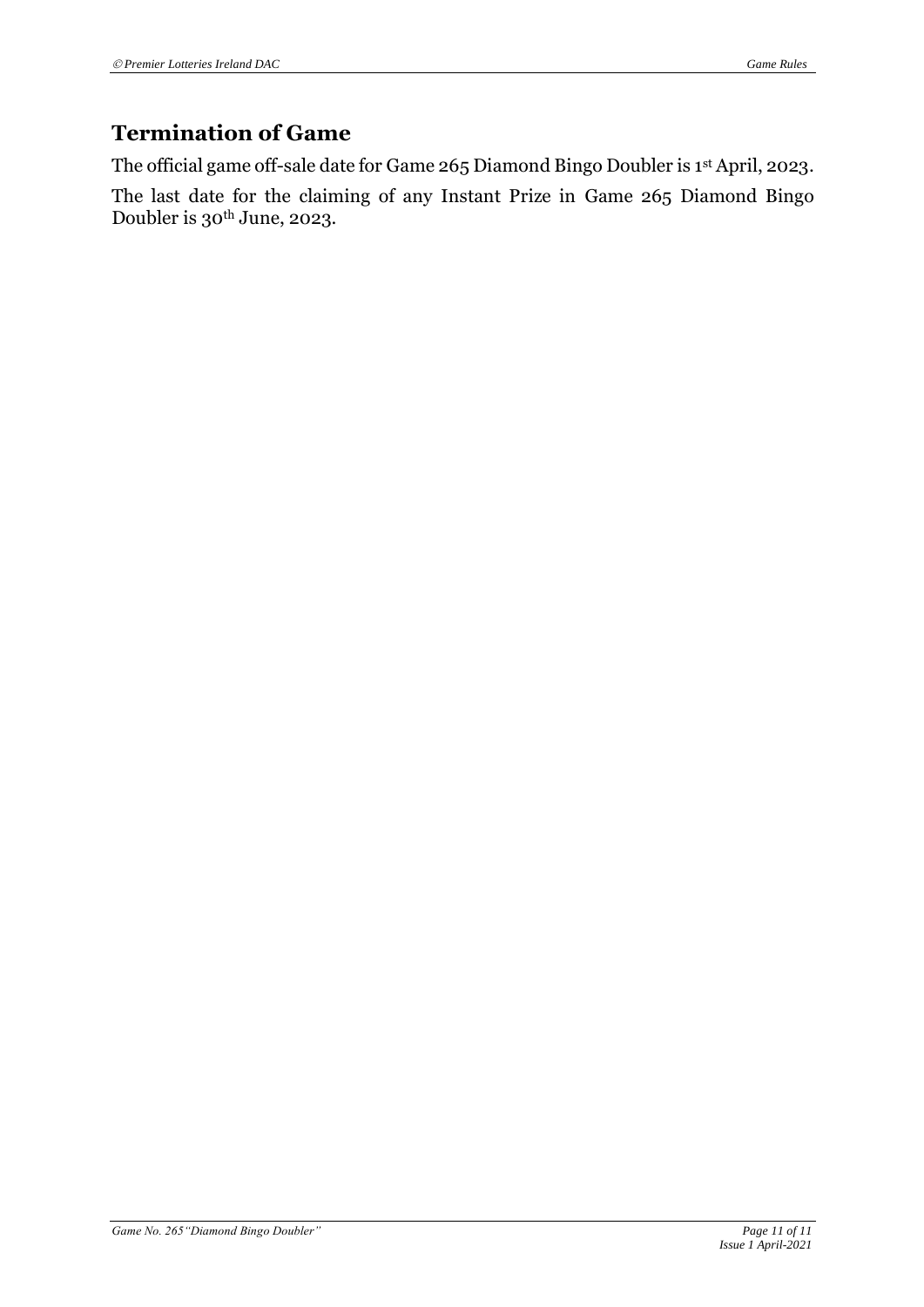## Termination of Game

The official game off-sale date for Game 265 Diamond Bingo Doubler is 1st April, 2023.

The last date for the claiming of any Instant Prize in Game 265 Diamond Bingo Doubler is 30th June, 2023.